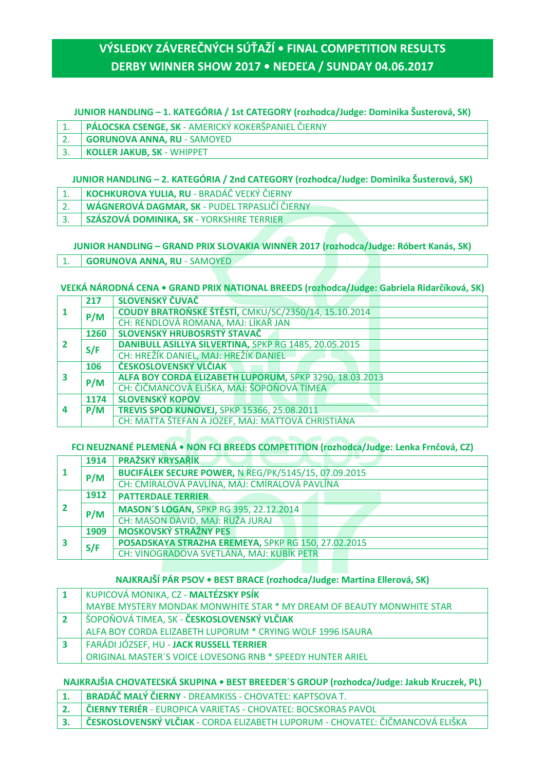# VÝSLEDKY ZÁVEREČNÝCH SÚŤAŽÍ • FINAL COMPETITION RESULTS
# DERBY WINNER SHOW 2017 • NEDEĽA / SUNDAY 04.06.2017

### JUNIOR HANDLING – 1. KATEGÓRIA / 1st CATEGORY (rozhodca/Judge: Dominika Šusterová, SK)

| | |
|---|---|
| 1. | **PÁLOCSKA CSENGE, SK** - AMERICKÝ KOKERŠPANIEL ČIERNY |
| 2. | **GORUNOVA ANNA, RU** - SAMOYED |
| 3. | **KOLLER JAKUB, SK** - WHIPPET |

### JUNIOR HANDLING – 2. KATEGÓRIA / 2nd CATEGORY (rozhodca/Judge: Dominika Šusterová, SK)

| | |
|---|---|
| 1. | **KOCHKUROVA YULIA, RU** - BRADÁČ VEĽKÝ ČIERNY |
| 2. | **WÁGNEROVÁ DAGMAR, SK** - PUDEL TRPASLIČÍ ČIERNY |
| 3. | **SZÁSZOVÁ DOMINIKA, SK** - YORKSHIRE TERRIER |

### JUNIOR HANDLING – GRAND PRIX SLOVAKIA WINNER 2017 (rozhodca/Judge: Róbert Kanás, SK)

| | |
|---|---|
| 1. | **GORUNOVA ANNA, RU** - SAMOYED |

### VEĽKÁ NÁRODNÁ CENA • GRAND PRIX NATIONAL BREEDS (rozhodca/Judge: Gabriela Ridarčíková, SK)

| | | |
|---|---|---|
| 1 | 217 | **SLOVENSKÝ ČUVAČ** |
| | P/M | **COUDY BRATROŇSKÉ ŠTĚSTÍ**, CMKU/SC/2350/14, 15.10.2014 |
| | | CH: RENDLOVÁ ROMANA, MAJ: LÍKAŘ JAN |
| 2 | 1260 | **SLOVENSKÝ HRUBOSRSTÝ STAVAČ** |
| | S/F | **DANIBULL ASILLYA SILVERTINA**, SPKP RG 1485, 20.05.2015 |
| | | CH: HREŽÍK DANIEL, MAJ: HREŽÍK DANIEL |
| 3 | 106 | **ČESKOSLOVENSKÝ VLČIAK** |
| | P/M | **ALFA BOY CORDA ELIZABETH LUPORUM**, SPKP 3290, 18.03.2013 |
| | | CH: ČIČMANCOVÁ ELIŠKA, MAJ: ŠOPOŇOVÁ TIMEA |
| 4 | 1174 | **SLOVENSKÝ KOPOV** |
| | P/M | **TREVIS SPOD KUNOVEJ**, SPKP 15366, 25.08.2011 |
| | | CH: MATTA ŠTEFAN A JOZEF, MAJ: MATTOVÁ CHRISTIÁNA |

### FCI NEUZNANÉ PLEMENÁ • NON FCI BREEDS COMPETITION (rozhodca/Judge: Lenka Frnčová, CZ)

| | | |
|---|---|---|
| 1 | 1914 | **PRAŽSKÝ KRYSAŘÍK** |
| | P/M | **BUCIFÁLEK SECURE POWER**, N REG/PK/5145/15, 07.09.2015 |
| | | CH: CMÍRALOVÁ PAVLÍNA, MAJ: CMÍRALOVÁ PAVLÍNA |
| 2 | 1912 | **PATTERDALE TERRIER** |
| | P/M | **MASON´S LOGAN**, SPKP RG 395, 22.12.2014 |
| | | CH: MASON DAVID, MAJ: RUŽA JURAJ |
| 3 | 1909 | **MOSKOVSKÝ STRÁŽNY PES** |
| | S/F | **POSADSKAYA STRAZHA EREMEYA**, SPKP RG 150, 27.02.2015 |
| | | CH: VINOGRADOVA SVETLANA, MAJ: KUBÍK PETR |

### NAJKRAJŠÍ PÁR PSOV • BEST BRACE (rozhodca/Judge: Martina Ellerová, SK)

| | |
|---|---|
| **1** | KUPICOVÁ MONIKA, CZ - **MALTÉZSKY PSÍK** |
| | MAYBE MYSTERY MONDAK MONWHITE STAR * MY DREAM OF BEAUTY MONWHITE STAR |
| **2** | ŠOPOŇOVÁ TIMEA, SK - **ČESKOSLOVENSKÝ VLČIAK** |
| | ALFA BOY CORDA ELIZABETH LUPORUM * CRYING WOLF 1996 ISAURA |
| **3** | FARÁDI JÓZSEF, HU - **JACK RUSSELL TERRIER** |
| | ORIGINAL MASTER´S VOICE LOVESONG RNB * SPEEDY HUNTER ARIEL |

### NAJKRAJŠIA CHOVATEĽSKÁ SKUPINA • BEST BREEDER´S GROUP (rozhodca/Judge: Jakub Kruczek, PL)

| | |
|---|---|
| **1.** | **BRADÁČ MALÝ ČIERNY** - DREAMKISS - CHOVATEĽ: KAPTSOVA T. |
| **2.** | **ČIERNY TERIÉR** - EUROPICA VARIETAS - CHOVATEĽ: BOCSKORAS PAVOL |
| **3.** | **ČESKOSLOVENSKÝ VLČIAK** - CORDA ELIZABETH LUPORUM - CHOVATEĽ: ČIČMANCOVÁ ELIŠKA |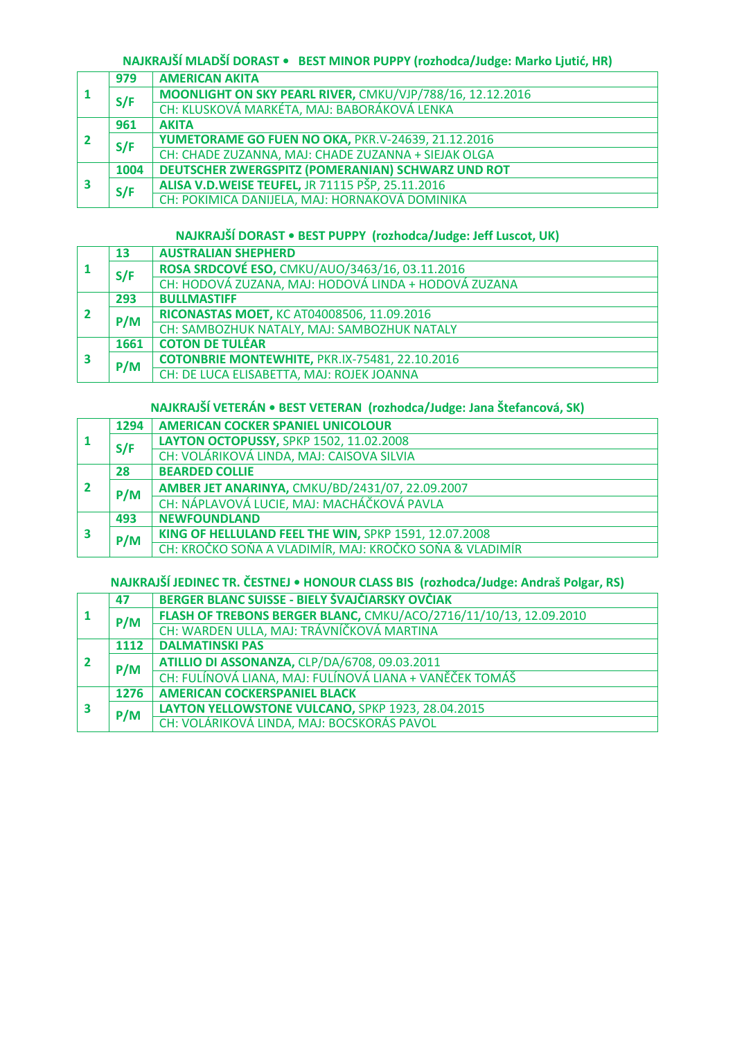## NAJKRAJŠÍ MLADŠÍ DORAST • BEST MINOR PUPPY (rozhodca/Judge: Marko Ljutić, HR)

| | | |
|---|---|---|
| 1 | 979 | **AMERICAN AKITA** |
| | S/F | **MOONLIGHT ON SKY PEARL RIVER,** CMKU/VJP/788/16, 12.12.2016 |
| | | CH: KLUSKOVÁ MARKÉTA, MAJ: BABORÁKOVÁ LENKA |
| 2 | 961 | **AKITA** |
| | S/F | **YUMETORAME GO FUEN NO OKA,** PKR.V-24639, 21.12.2016 |
| | | CH: CHADE ZUZANNA, MAJ: CHADE ZUZANNA + SIEJAK OLGA |
| 3 | 1004 | **DEUTSCHER ZWERGSPITZ (POMERANIAN) SCHWARZ UND ROT** |
| | S/F | **ALISA V.D.WEISE TEUFEL,** JR 71115 PŠP, 25.11.2016 |
| | | CH: POKIMICA DANIJELA, MAJ: HORNAKOVÁ DOMINIKA |

## NAJKRAJŠÍ DORAST • BEST PUPPY (rozhodca/Judge: Jeff Luscot, UK)

| | | |
|---|---|---|
| 1 | 13 | **AUSTRALIAN SHEPHERD** |
| | S/F | **ROSA SRDCOVÉ ESO,** CMKU/AUO/3463/16, 03.11.2016 |
| | | CH: HODOVÁ ZUZANA, MAJ: HODOVÁ LINDA + HODOVÁ ZUZANA |
| 2 | 293 | **BULLMASTIFF** |
| | P/M | **RICONASTAS MOET,** KC AT04008506, 11.09.2016 |
| | | CH: SAMBOZHUK NATALY, MAJ: SAMBOZHUK NATALY |
| 3 | 1661 | **COTON DE TULÉAR** |
| | P/M | **COTONBRIE MONTEWHITE,** PKR.IX-75481, 22.10.2016 |
| | | CH: DE LUCA ELISABETTA, MAJ: ROJEK JOANNA |

## NAJKRAJŠÍ VETERÁN • BEST VETERAN (rozhodca/Judge: Jana Štefancová, SK)

| | | |
|---|---|---|
| 1 | 1294 | **AMERICAN COCKER SPANIEL UNICOLOUR** |
| | S/F | **LAYTON OCTOPUSSY,** SPKP 1502, 11.02.2008 |
| | | CH: VOLÁRIKOVÁ LINDA, MAJ: CAISOVA SILVIA |
| 2 | 28 | **BEARDED COLLIE** |
| | P/M | **AMBER JET ANARINYA,** CMKU/BD/2431/07, 22.09.2007 |
| | | CH: NÁPLAVOVÁ LUCIE, MAJ: MACHÁČKOVÁ PAVLA |
| 3 | 493 | **NEWFOUNDLAND** |
| | P/M | **KING OF HELLULAND FEEL THE WIN,** SPKP 1591, 12.07.2008 |
| | | CH: KROČKO SOŇA A VLADIMÍR, MAJ: KROČKO SOŇA & VLADIMÍR |

## NAJKRAJŠÍ JEDINEC TR. ČESTNEJ • HONOUR CLASS BIS (rozhodca/Judge: Andraš Polgar, RS)

| | | |
|---|---|---|
| 1 | 47 | **BERGER BLANC SUISSE - BIELY ŠVAJČIARSKY OVČIAK** |
| | P/M | **FLASH OF TREBONS BERGER BLANC,** CMKU/ACO/2716/11/10/13, 12.09.2010 |
| | | CH: WARDEN ULLA, MAJ: TRÁVNÍČKOVÁ MARTINA |
| 2 | 1112 | **DALMATINSKI PAS** |
| | P/M | **ATILLIO DI ASSONANZA,** CLP/DA/6708, 09.03.2011 |
| | | CH: FULÍNOVÁ LIANA, MAJ: FULÍNOVÁ LIANA + VANĚČEK TOMÁŠ |
| 3 | 1276 | **AMERICAN COCKERSPANIEL BLACK** |
| | P/M | **LAYTON YELLOWSTONE VULCANO,** SPKP 1923, 28.04.2015 |
| | | CH: VOLÁRIKOVÁ LINDA, MAJ: BOCSKORÁS PAVOL |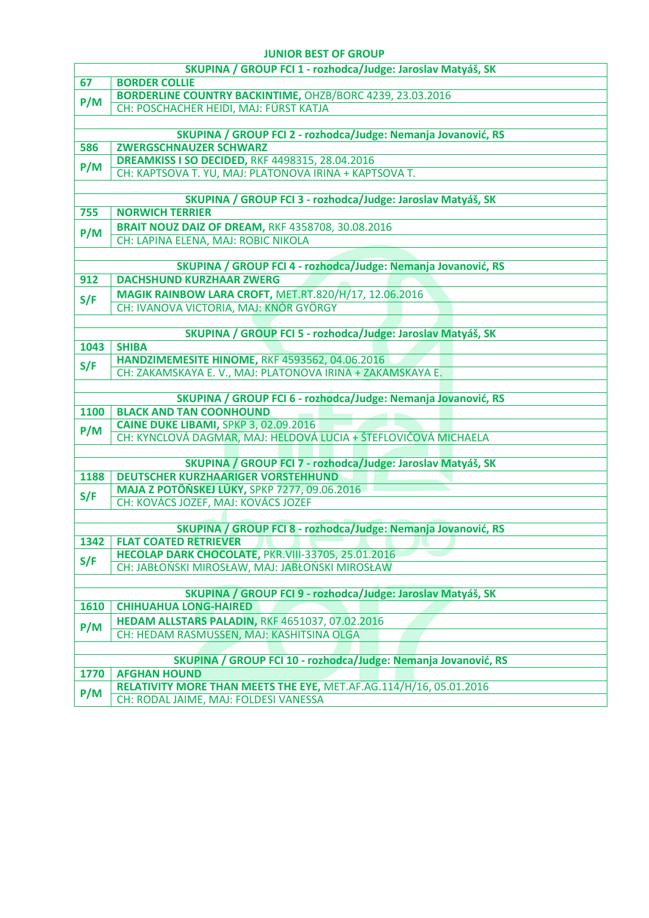## JUNIOR BEST OF GROUP

| SKUPINA / GROUP FCI 1 - rozhodca/Judge: Jaroslav Matyáš, SK | |
|---|---|
| 67 | **BORDER COLLIE** |
| P/M | **BORDERLINE COUNTRY BACKINTIME,** OHZB/BORC 4239, 23.03.2016 |
| | CH: POSCHACHER HEIDI, MAJ: FÜRST KATJA |

| SKUPINA / GROUP FCI 2 - rozhodca/Judge: Nemanja Jovanović, RS | |
|---|---|
| 586 | **ZWERGSCHNAUZER SCHWARZ** |
| P/M | **DREAMKISS I SO DECIDED,** RKF 4498315, 28.04.2016 |
| | CH: KAPTSOVA T. YU, MAJ: PLATONOVA IRINA + KAPTSOVA T. |

| SKUPINA / GROUP FCI 3 - rozhodca/Judge: Jaroslav Matyáš, SK | |
|---|---|
| 755 | **NORWICH TERRIER** |
| P/M | **BRAIT NOUZ DAIZ OF DREAM,** RKF 4358708, 30.08.2016 |
| | CH: LAPINA ELENA, MAJ: ROBIC NIKOLA |

| SKUPINA / GROUP FCI 4 - rozhodca/Judge: Nemanja Jovanović, RS | |
|---|---|
| 912 | **DACHSHUND KURZHAAR ZWERG** |
| S/F | **MAGIK RAINBOW LARA CROFT,** MET.RT.820/H/17, 12.06.2016 |
| | CH: IVANOVA VICTORIA, MAJ: KNÓR GYÖRGY |

| SKUPINA / GROUP FCI 5 - rozhodca/Judge: Jaroslav Matyáš, SK | |
|---|---|
| 1043 | **SHIBA** |
| S/F | **HANDZIMEMESITE HINOME,** RKF 4593562, 04.06.2016 |
| | CH: ZAKAMSKAYA E. V., MAJ: PLATONOVA IRINA + ZAKAMSKAYA E. |

| SKUPINA / GROUP FCI 6 - rozhodca/Judge: Nemanja Jovanović, RS | |
|---|---|
| 1100 | **BLACK AND TAN COONHOUND** |
| P/M | **CAINE DUKE LIBAMI,** SPKP 3, 02.09.2016 |
| | CH: KYNCLOVÁ DAGMAR, MAJ: HELDOVÁ LUCIA + ŠTEFLOVIČOVÁ MICHAELA |

| SKUPINA / GROUP FCI 7 - rozhodca/Judge: Jaroslav Matyáš, SK | |
|---|---|
| 1188 | **DEUTSCHER KURZHAARIGER VORSTEHHUND** |
| S/F | **MAJA Z POTÔŇSKEJ LÚKY,** SPKP 7277, 09.06.2016 |
| | CH: KOVÁCS JOZEF, MAJ: KOVÁCS JOZEF |

| SKUPINA / GROUP FCI 8 - rozhodca/Judge: Nemanja Jovanović, RS | |
|---|---|
| 1342 | **FLAT COATED RETRIEVER** |
| S/F | **HECOLAP DARK CHOCOLATE,** PKR.VIII-33705, 25.01.2016 |
| | CH: JABŁOŃSKI MIROSŁAW, MAJ: JABŁOŃSKI MIROSŁAW |

| SKUPINA / GROUP FCI 9 - rozhodca/Judge: Jaroslav Matyáš, SK | |
|---|---|
| 1610 | **CHIHUAHUA LONG-HAIRED** |
| P/M | **HEDAM ALLSTARS PALADIN,** RKF 4651037, 07.02.2016 |
| | CH: HEDAM RASMUSSEN, MAJ: KASHITSINA OLGA |

| SKUPINA / GROUP FCI 10 - rozhodca/Judge: Nemanja Jovanović, RS | |
|---|---|
| 1770 | **AFGHAN HOUND** |
| P/M | **RELATIVITY MORE THAN MEETS THE EYE,** MET.AF.AG.114/H/16, 05.01.2016 |
| | CH: RODAL JAIME, MAJ: FOLDESI VANESSA |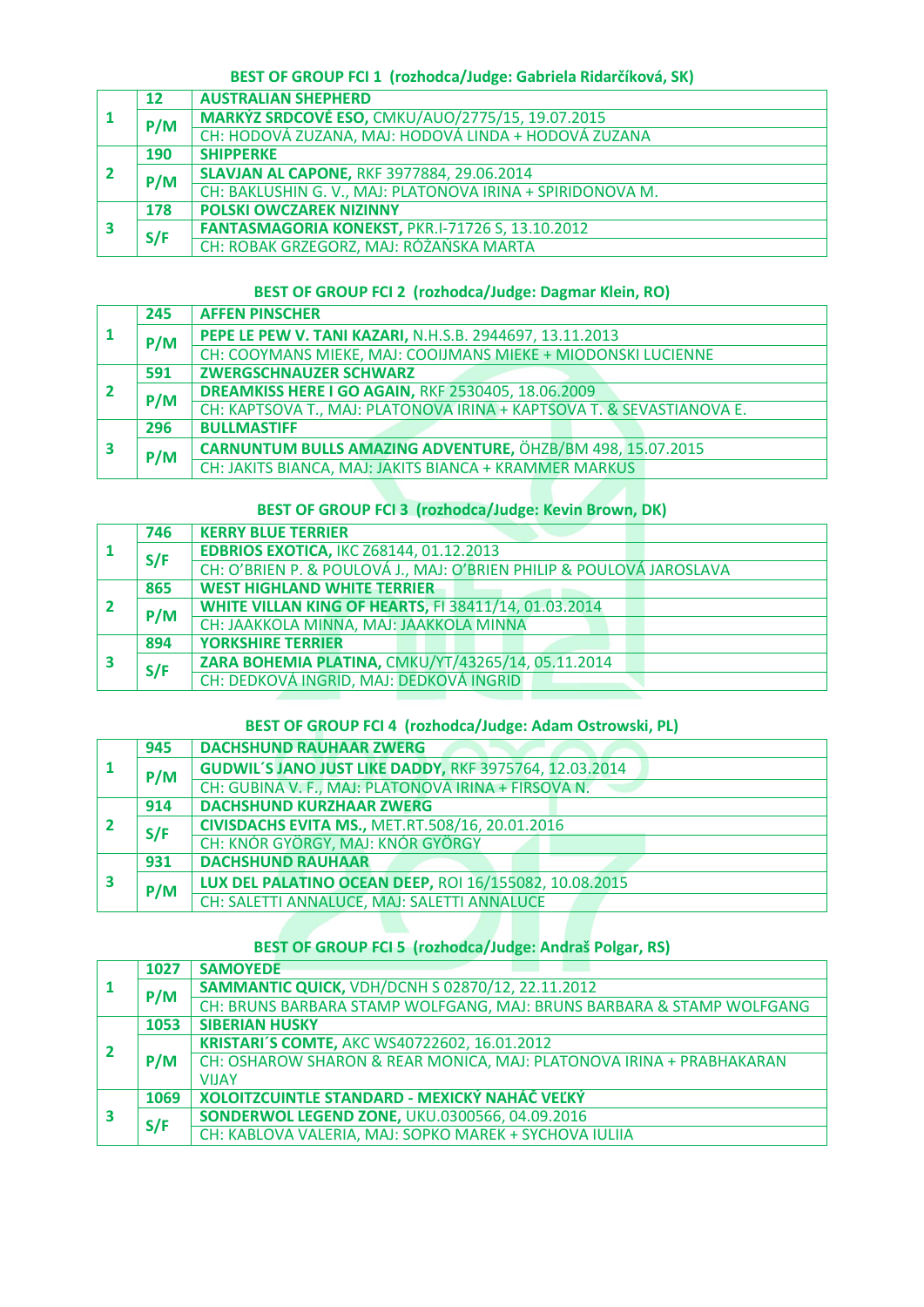### BEST OF GROUP FCI 1 (rozhodca/Judge: Gabriela Ridarčíková, SK)

| | | |
|---|---|---|
| 1 | 12 | **AUSTRALIAN SHEPHERD** |
| | P/M | **MARKÝZ SRDCOVÉ ESO,** CMKU/AUO/2775/15, 19.07.2015 |
| | | CH: HODOVÁ ZUZANA, MAJ: HODOVÁ LINDA + HODOVÁ ZUZANA |
| 2 | 190 | **SHIPPERKE** |
| | P/M | **SLAVJAN AL CAPONE,** RKF 3977884, 29.06.2014 |
| | | CH: BAKLUSHIN G. V., MAJ: PLATONOVA IRINA + SPIRIDONOVA M. |
| 3 | 178 | **POLSKI OWCZAREK NIZINNY** |
| | S/F | **FANTASMAGORIA KONEKST,** PKR.I-71726 S, 13.10.2012 |
| | | CH: ROBAK GRZEGORZ, MAJ: RÓŻAŃSKA MARTA |

### BEST OF GROUP FCI 2 (rozhodca/Judge: Dagmar Klein, RO)

| | | |
|---|---|---|
| 1 | 245 | **AFFEN PINSCHER** |
| | P/M | **PEPE LE PEW V. TANI KAZARI,** N.H.S.B. 2944697, 13.11.2013 |
| | | CH: COOYMANS MIEKE, MAJ: COOIJMANS MIEKE + MIODONSKI LUCIENNE |
| 2 | 591 | **ZWERGSCHNAUZER SCHWARZ** |
| | P/M | **DREAMKISS HERE I GO AGAIN,** RKF 2530405, 18.06.2009 |
| | | CH: KAPTSOVA T., MAJ: PLATONOVA IRINA + KAPTSOVA T. & SEVASTIANOVA E. |
| 3 | 296 | **BULLMASTIFF** |
| | P/M | **CARNUNTUM BULLS AMAZING ADVENTURE,** ÖHZB/BM 498, 15.07.2015 |
| | | CH: JAKITS BIANCA, MAJ: JAKITS BIANCA + KRAMMER MARKUS |

### BEST OF GROUP FCI 3 (rozhodca/Judge: Kevin Brown, DK)

| | | |
|---|---|---|
| 1 | 746 | **KERRY BLUE TERRIER** |
| | S/F | **EDBRIOS EXOTICA,** IKC Z68144, 01.12.2013 |
| | | CH: O'BRIEN P. & POULOVÁ J., MAJ: O'BRIEN PHILIP & POULOVÁ JAROSLAVA |
| 2 | 865 | **WEST HIGHLAND WHITE TERRIER** |
| | P/M | **WHITE VILLAN KING OF HEARTS,** FI 38411/14, 01.03.2014 |
| | | CH: JAAKKOLA MINNA, MAJ: JAAKKOLA MINNA |
| 3 | 894 | **YORKSHIRE TERRIER** |
| | S/F | **ZARA BOHEMIA PLATINA,** CMKU/YT/43265/14, 05.11.2014 |
| | | CH: DEDKOVÁ INGRID, MAJ: DEDKOVÁ INGRID |

### BEST OF GROUP FCI 4 (rozhodca/Judge: Adam Ostrowski, PL)

| | | |
|---|---|---|
| 1 | 945 | **DACHSHUND RAUHAAR ZWERG** |
| | P/M | **GUDWIL´S JANO JUST LIKE DADDY,** RKF 3975764, 12.03.2014 |
| | | CH: GUBINA V. F., MAJ: PLATONOVA IRINA + FIRSOVA N. |
| 2 | 914 | **DACHSHUND KURZHAAR ZWERG** |
| | S/F | **CIVISDACHS EVITA MS.,** MET.RT.508/16, 20.01.2016 |
| | | CH: KNÓR GYÖRGY, MAJ: KNÓR GYÖRGY |
| 3 | 931 | **DACHSHUND RAUHAAR** |
| | P/M | **LUX DEL PALATINO OCEAN DEEP,** ROI 16/155082, 10.08.2015 |
| | | CH: SALETTI ANNALUCE, MAJ: SALETTI ANNALUCE |

### BEST OF GROUP FCI 5 (rozhodca/Judge: Andraš Polgar, RS)

| | | |
|---|---|---|
| 1 | 1027 | **SAMOYEDE** |
| | P/M | **SAMMANTIC QUICK,** VDH/DCNH S 02870/12, 22.11.2012 |
| | | CH: BRUNS BARBARA STAMP WOLFGANG, MAJ: BRUNS BARBARA & STAMP WOLFGANG |
| 2 | 1053 | **SIBERIAN HUSKY** |
| | P/M | **KRISTARI´S COMTE,** AKC WS40722602, 16.01.2012 |
| | | CH: OSHAROW SHARON & REAR MONICA, MAJ: PLATONOVA IRINA + PRABHAKARAN VIJAY |
| 3 | 1069 | **XOLOITZCUINTLE STANDARD - MEXICKÝ NAHÁČ VEĽKÝ** |
| | S/F | **SONDERWOL LEGEND ZONE,** UKU.0300566, 04.09.2016 |
| | | CH: KABLOVA VALERIA, MAJ: SOPKO MAREK + SYCHOVA IULIIA |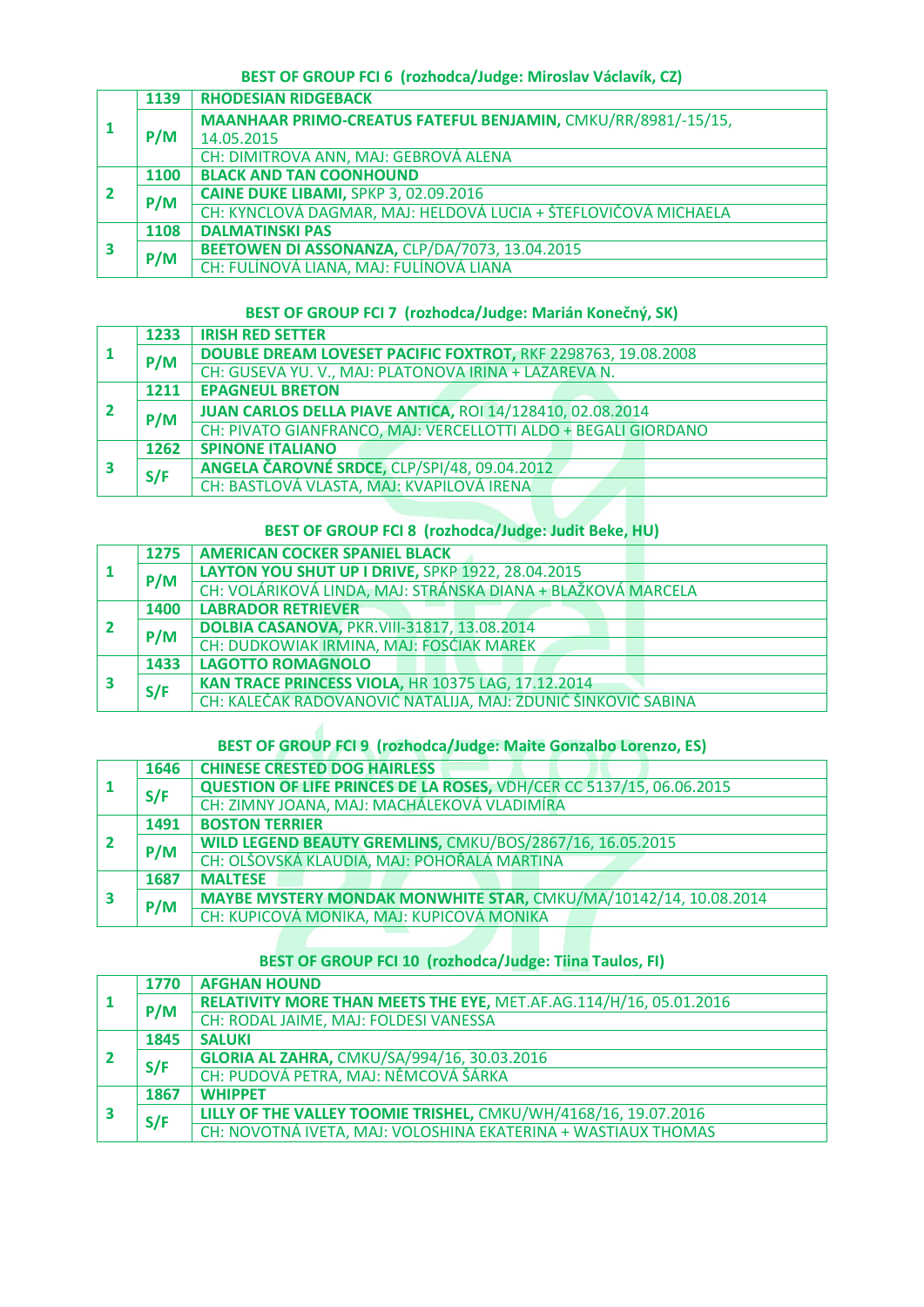## BEST OF GROUP FCI 6 (rozhodca/Judge: Miroslav Václavík, CZ)

| | | |
|---|---|---|
| 1 | 1139 | **RHODESIAN RIDGEBACK** |
| | P/M | **MAANHAAR PRIMO-CREATUS FATEFUL BENJAMIN,** CMKU/RR/8981/-15/15, 14.05.2015 |
| | | CH: DIMITROVA ANN, MAJ: GEBROVÁ ALENA |
| 2 | 1100 | **BLACK AND TAN COONHOUND** |
| | P/M | **CAINE DUKE LIBAMI,** SPKP 3, 02.09.2016 |
| | | CH: KYNCLOVÁ DAGMAR, MAJ: HELDOVÁ LUCIA + ŠTEFLOVIČOVÁ MICHAELA |
| 3 | 1108 | **DALMATINSKI PAS** |
| | P/M | **BEETOWEN DI ASSONANZA,** CLP/DA/7073, 13.04.2015 |
| | | CH: FULÍNOVÁ LIANA, MAJ: FULÍNOVÁ LIANA |

## BEST OF GROUP FCI 7 (rozhodca/Judge: Marián Konečný, SK)

| | | |
|---|---|---|
| 1 | 1233 | **IRISH RED SETTER** |
| | P/M | **DOUBLE DREAM LOVESET PACIFIC FOXTROT,** RKF 2298763, 19.08.2008 |
| | | CH: GUSEVA YU. V., MAJ: PLATONOVA IRINA + LAZAREVA N. |
| 2 | 1211 | **EPAGNEUL BRETON** |
| | P/M | **JUAN CARLOS DELLA PIAVE ANTICA,** ROI 14/128410, 02.08.2014 |
| | | CH: PIVATO GIANFRANCO, MAJ: VERCELLOTTI ALDO + BEGALI GIORDANO |
| 3 | 1262 | **SPINONE ITALIANO** |
| | S/F | **ANGELA ČAROVNÉ SRDCE,** CLP/SPI/48, 09.04.2012 |
| | | CH: BASTLOVÁ VLASTA, MAJ: KVAPILOVÁ IRENA |

## BEST OF GROUP FCI 8 (rozhodca/Judge: Judit Beke, HU)

| | | |
|---|---|---|
| 1 | 1275 | **AMERICAN COCKER SPANIEL BLACK** |
| | P/M | **LAYTON YOU SHUT UP I DRIVE,** SPKP 1922, 28.04.2015 |
| | | CH: VOLÁRIKOVÁ LINDA, MAJ: STRÁNSKA DIANA + BLAŽKOVÁ MARCELA |
| 2 | 1400 | **LABRADOR RETRIEVER** |
| | P/M | **DOLBIA CASANOVA,** PKR.VIII-31817, 13.08.2014 |
| | | CH: DUDKOWIAK IRMINA, MAJ: FOSĆIAK MAREK |
| 3 | 1433 | **LAGOTTO ROMAGNOLO** |
| | S/F | **KAN TRACE PRINCESS VIOLA,** HR 10375 LAG, 17.12.2014 |
| | | CH: KALEČAK RADOVANOVIĆ NATALIJA, MAJ: ZDUNIĆ ŠINKOVIĆ SABINA |

## BEST OF GROUP FCI 9 (rozhodca/Judge: Maite Gonzalbo Lorenzo, ES)

| | | |
|---|---|---|
| 1 | 1646 | **CHINESE CRESTED DOG HAIRLESS** |
| | S/F | **QUESTION OF LIFE PRINCES DE LA ROSES,** VDH/CER CC 5137/15, 06.06.2015 |
| | | CH: ZIMNY JOANA, MAJ: MACHÁLEKOVÁ VLADIMÍRA |
| 2 | 1491 | **BOSTON TERRIER** |
| | P/M | **WILD LEGEND BEAUTY GREMLINS,** CMKU/BOS/2867/16, 16.05.2015 |
| | | CH: OLŠOVSKÁ KLAUDIA, MAJ: POHOŘALÁ MARTINA |
| 3 | 1687 | **MALTESE** |
| | P/M | **MAYBE MYSTERY MONDAK MONWHITE STAR,** CMKU/MA/10142/14, 10.08.2014 |
| | | CH: KUPICOVÁ MONIKA, MAJ: KUPICOVÁ MONIKA |

## BEST OF GROUP FCI 10 (rozhodca/Judge: Tiina Taulos, FI)

| | | |
|---|---|---|
| 1 | 1770 | **AFGHAN HOUND** |
| | P/M | **RELATIVITY MORE THAN MEETS THE EYE,** MET.AF.AG.114/H/16, 05.01.2016 |
| | | CH: RODAL JAIME, MAJ: FOLDESI VANESSA |
| 2 | 1845 | **SALUKI** |
| | S/F | **GLORIA AL ZAHRA,** CMKU/SA/994/16, 30.03.2016 |
| | | CH: PUDOVÁ PETRA, MAJ: NĚMCOVÁ ŠÁRKA |
| 3 | 1867 | **WHIPPET** |
| | S/F | **LILLY OF THE VALLEY TOOMIE TRISHEL,** CMKU/WH/4168/16, 19.07.2016 |
| | | CH: NOVOTNÁ IVETA, MAJ: VOLOSHINA EKATERINA + WASTIAUX THOMAS |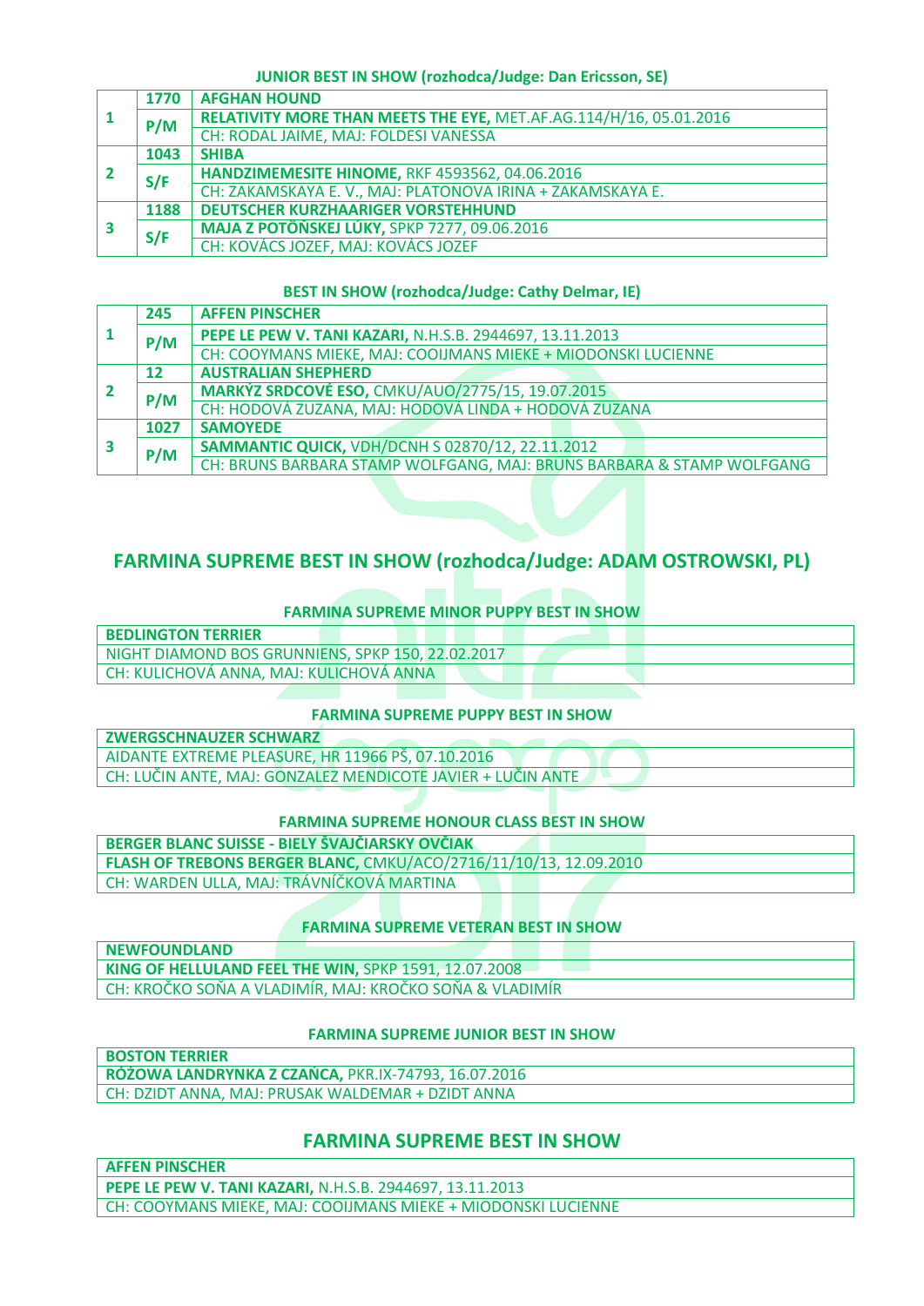### JUNIOR BEST IN SHOW (rozhodca/Judge: Dan Ericsson, SE)

| | | |
|---|---|---|
| 1 | 1770 | **AFGHAN HOUND** |
| | P/M | **RELATIVITY MORE THAN MEETS THE EYE,** MET.AF.AG.114/H/16, 05.01.2016 |
| | | CH: RODAL JAIME, MAJ: FOLDESI VANESSA |
| 2 | 1043 | **SHIBA** |
| | S/F | **HANDZIMEMESITE HINOME,** RKF 4593562, 04.06.2016 |
| | | CH: ZAKAMSKAYA E. V., MAJ: PLATONOVA IRINA + ZAKAMSKAYA E. |
| 3 | 1188 | **DEUTSCHER KURZHAARIGER VORSTEHHUND** |
| | S/F | **MAJA Z POTÔŇSKEJ LÚKY,** SPKP 7277, 09.06.2016 |
| | | CH: KOVÁCS JOZEF, MAJ: KOVÁCS JOZEF |

### BEST IN SHOW (rozhodca/Judge: Cathy Delmar, IE)

| | | |
|---|---|---|
| 1 | 245 | **AFFEN PINSCHER** |
| | P/M | **PEPE LE PEW V. TANI KAZARI,** N.H.S.B. 2944697, 13.11.2013 |
| | | CH: COOYMANS MIEKE, MAJ: COOIJMANS MIEKE + MIODONSKI LUCIENNE |
| 2 | 12 | **AUSTRALIAN SHEPHERD** |
| | P/M | **MARKÝZ SRDCOVÉ ESO,** CMKU/AUO/2775/15, 19.07.2015 |
| | | CH: HODOVÁ ZUZANA, MAJ: HODOVÁ LINDA + HODOVÁ ZUZANA |
| 3 | 1027 | **SAMOYEDE** |
| | P/M | **SAMMANTIC QUICK,** VDH/DCNH S 02870/12, 22.11.2012 |
| | | CH: BRUNS BARBARA STAMP WOLFGANG, MAJ: BRUNS BARBARA & STAMP WOLFGANG |

## FARMINA SUPREME BEST IN SHOW (rozhodca/Judge: ADAM OSTROWSKI, PL)

### FARMINA SUPREME MINOR PUPPY BEST IN SHOW

| |
|---|
| **BEDLINGTON TERRIER** |
| NIGHT DIAMOND BOS GRUNNIENS, SPKP 150, 22.02.2017 |
| CH: KULICHOVÁ ANNA, MAJ: KULICHOVÁ ANNA |

### FARMINA SUPREME PUPPY BEST IN SHOW

| |
|---|
| **ZWERGSCHNAUZER SCHWARZ** |
| AIDANTE EXTREME PLEASURE, HR 11966 PŠ, 07.10.2016 |
| CH: LUČIN ANTE, MAJ: GONZALEZ MENDICOTE JAVIER + LUČIN ANTE |

### FARMINA SUPREME HONOUR CLASS BEST IN SHOW

| |
|---|
| **BERGER BLANC SUISSE - BIELY ŠVAJČIARSKY OVČIAK** |
| **FLASH OF TREBONS BERGER BLANC,** CMKU/ACO/2716/11/10/13, 12.09.2010 |
| CH: WARDEN ULLA, MAJ: TRÁVNÍČKOVÁ MARTINA |

### FARMINA SUPREME VETERAN BEST IN SHOW

| |
|---|
| **NEWFOUNDLAND** |
| **KING OF HELLULAND FEEL THE WIN,** SPKP 1591, 12.07.2008 |
| CH: KROČKO SOŇA A VLADIMÍR, MAJ: KROČKO SOŇA & VLADIMÍR |

### FARMINA SUPREME JUNIOR BEST IN SHOW

| |
|---|
| **BOSTON TERRIER** |
| **RÓŻOWA LANDRYNKA Z CZAŃCA,** PKR.IX-74793, 16.07.2016 |
| CH: DZIDT ANNA, MAJ: PRUSAK WALDEMAR + DZIDT ANNA |

## FARMINA SUPREME BEST IN SHOW

| |
|---|
| **AFFEN PINSCHER** |
| **PEPE LE PEW V. TANI KAZARI,** N.H.S.B. 2944697, 13.11.2013 |
| CH: COOYMANS MIEKE, MAJ: COOIJMANS MIEKE + MIODONSKI LUCIENNE |